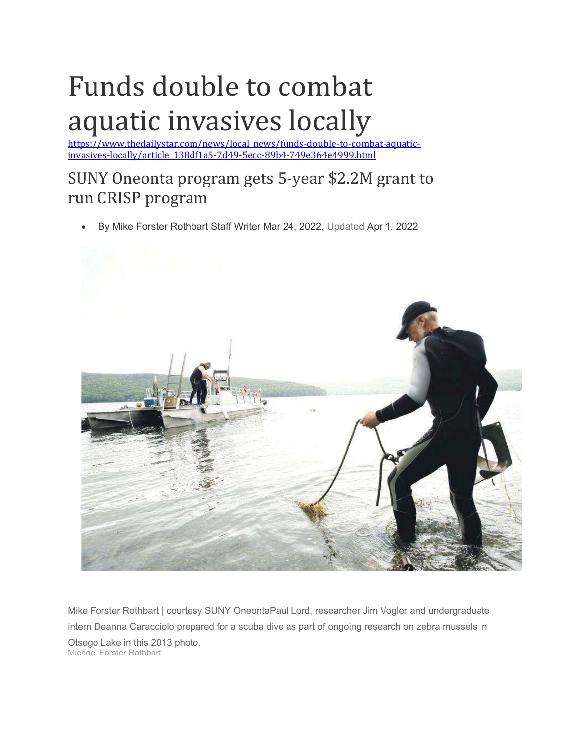# Funds double to combat aquatic invasives locally

https://www.thedailystar.com/news/local_news/funds-double-to-combat-aquatic-invasives-locally/article_138df1a5-7d49-5ecc-89b4-749e364e4999.html

## SUNY Oneonta program gets 5-year $2.2M grant to run CRISP program

- By Mike Forster Rothbart Staff Writer Mar 24, 2022, Updated Apr 1, 2022

Mike Forster Rothbart | courtesy SUNY OneontaPaul Lord, researcher Jim Vogler and undergraduate intern Deanna Caracciolo prepared for a scuba dive as part of ongoing research on zebra mussels in Otsego Lake in this 2013 photo.
Michael Forster Rothbart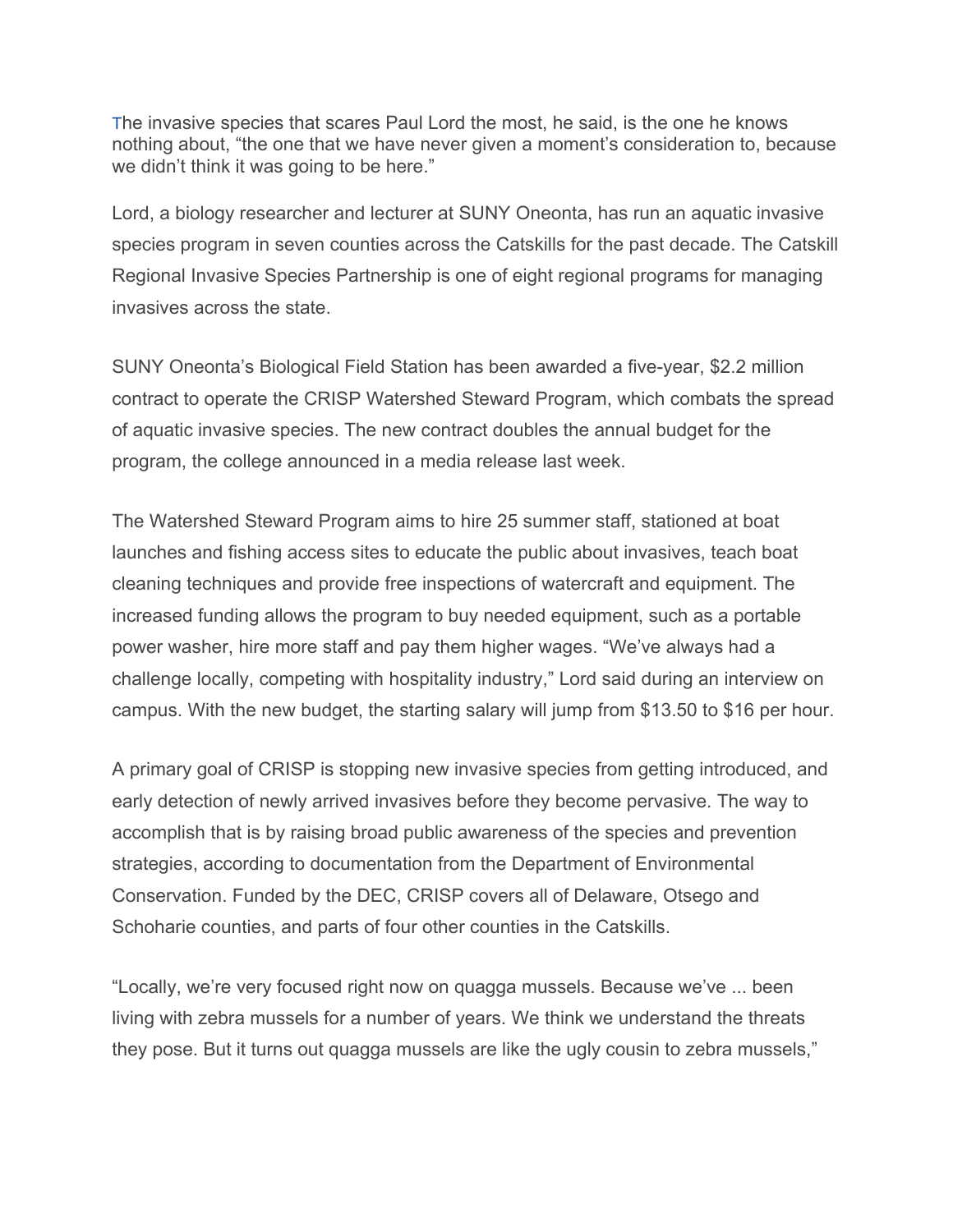The invasive species that scares Paul Lord the most, he said, is the one he knows nothing about, “the one that we have never given a moment’s consideration to, because we didn’t think it was going to be here.”

Lord, a biology researcher and lecturer at SUNY Oneonta, has run an aquatic invasive species program in seven counties across the Catskills for the past decade. The Catskill Regional Invasive Species Partnership is one of eight regional programs for managing invasives across the state.

SUNY Oneonta’s Biological Field Station has been awarded a five-year, $2.2 million contract to operate the CRISP Watershed Steward Program, which combats the spread of aquatic invasive species. The new contract doubles the annual budget for the program, the college announced in a media release last week.

The Watershed Steward Program aims to hire 25 summer staff, stationed at boat launches and fishing access sites to educate the public about invasives, teach boat cleaning techniques and provide free inspections of watercraft and equipment. The increased funding allows the program to buy needed equipment, such as a portable power washer, hire more staff and pay them higher wages. “We’ve always had a challenge locally, competing with hospitality industry,” Lord said during an interview on campus. With the new budget, the starting salary will jump from $13.50 to $16 per hour.

A primary goal of CRISP is stopping new invasive species from getting introduced, and early detection of newly arrived invasives before they become pervasive. The way to accomplish that is by raising broad public awareness of the species and prevention strategies, according to documentation from the Department of Environmental Conservation. Funded by the DEC, CRISP covers all of Delaware, Otsego and Schoharie counties, and parts of four other counties in the Catskills.

“Locally, we’re very focused right now on quagga mussels. Because we’ve ... been living with zebra mussels for a number of years. We think we understand the threats they pose. But it turns out quagga mussels are like the ugly cousin to zebra mussels,”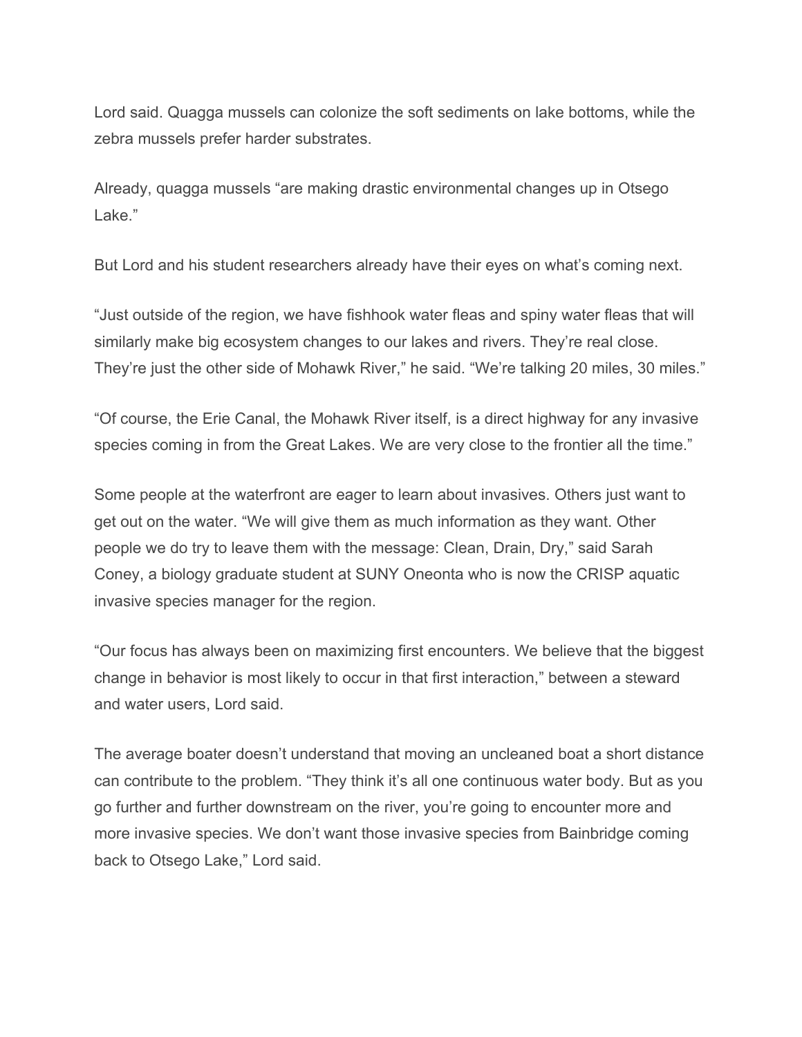Lord said. Quagga mussels can colonize the soft sediments on lake bottoms, while the zebra mussels prefer harder substrates.

Already, quagga mussels "are making drastic environmental changes up in Otsego Lake."

But Lord and his student researchers already have their eyes on what's coming next.

"Just outside of the region, we have fishhook water fleas and spiny water fleas that will similarly make big ecosystem changes to our lakes and rivers. They're real close. They're just the other side of Mohawk River," he said. "We're talking 20 miles, 30 miles."

"Of course, the Erie Canal, the Mohawk River itself, is a direct highway for any invasive species coming in from the Great Lakes. We are very close to the frontier all the time."

Some people at the waterfront are eager to learn about invasives. Others just want to get out on the water. "We will give them as much information as they want. Other people we do try to leave them with the message: Clean, Drain, Dry," said Sarah Coney, a biology graduate student at SUNY Oneonta who is now the CRISP aquatic invasive species manager for the region.

"Our focus has always been on maximizing first encounters. We believe that the biggest change in behavior is most likely to occur in that first interaction," between a steward and water users, Lord said.

The average boater doesn't understand that moving an uncleaned boat a short distance can contribute to the problem. "They think it's all one continuous water body. But as you go further and further downstream on the river, you're going to encounter more and more invasive species. We don't want those invasive species from Bainbridge coming back to Otsego Lake," Lord said.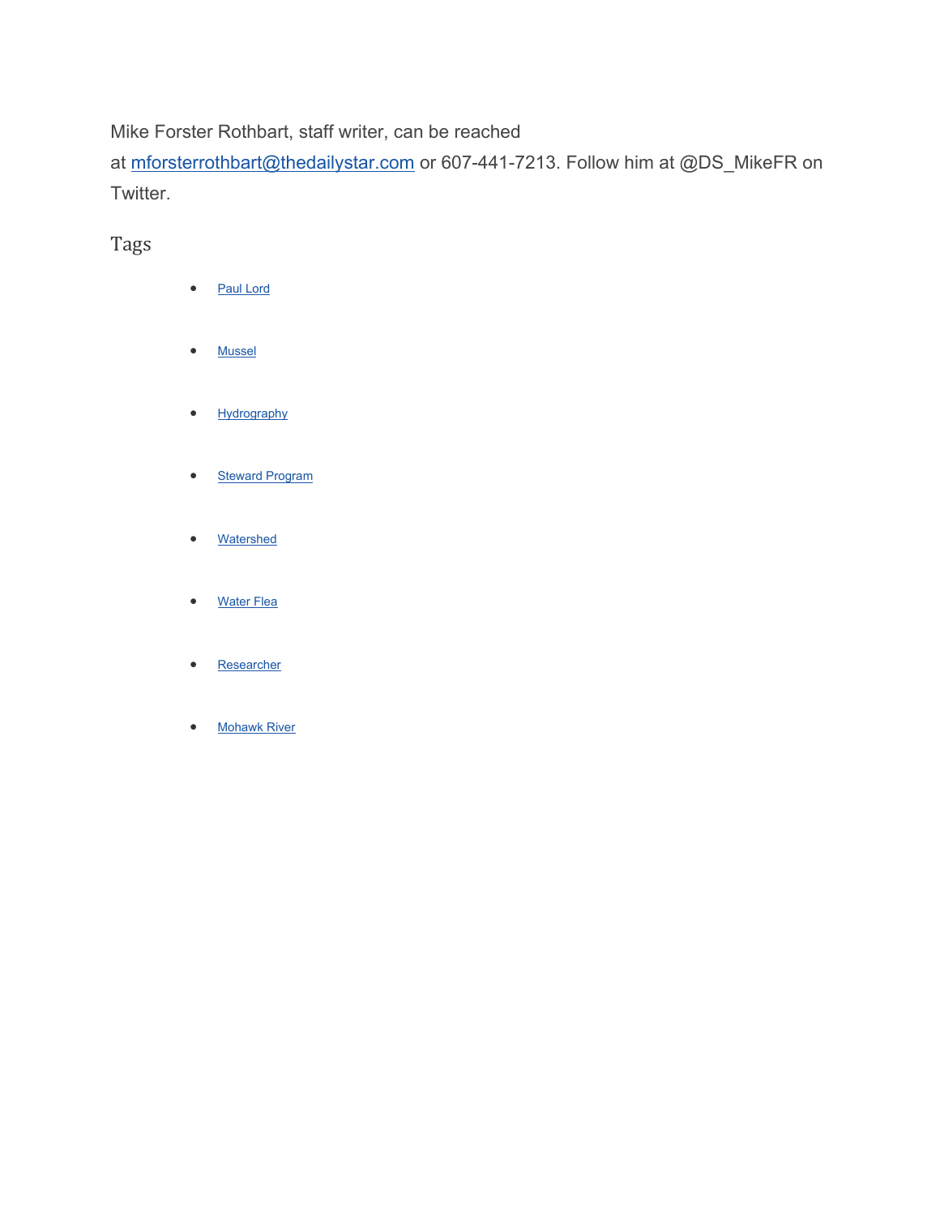Mike Forster Rothbart, staff writer, can be reached at mforsterrothbart@thedailystar.com or 607-441-7213. Follow him at @DS_MikeFR on Twitter.

## Tags

- Paul Lord
- Mussel
- Hydrography
- Steward Program
- Watershed
- Water Flea
- Researcher
- Mohawk River